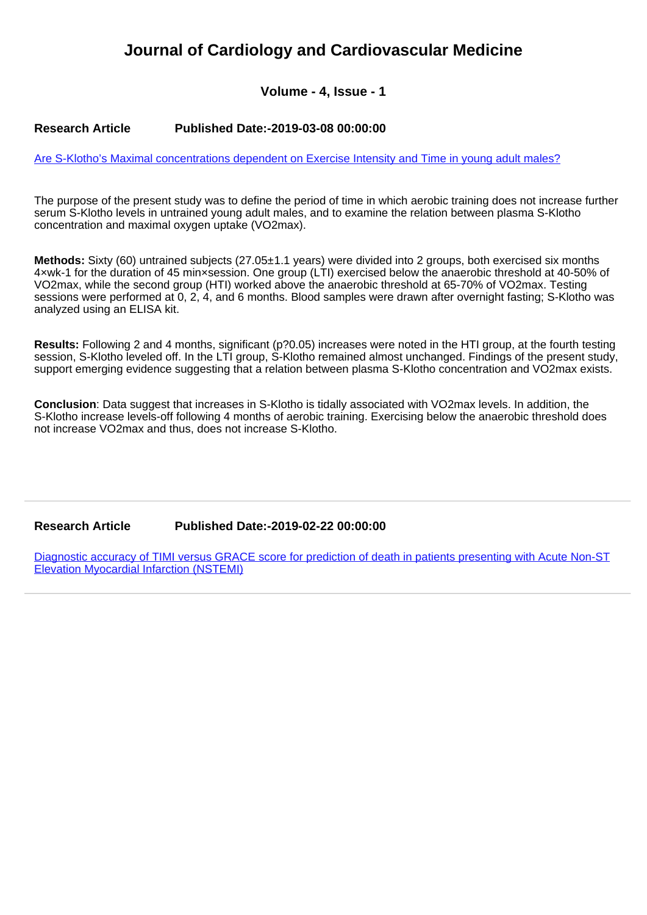# Journal of Cardiology and Cardiovascular Medicine

**Volume - 4, Issue - 1**

**Research Article** **Published Date:-2019-03-08 00:00:00**

[Are S-Klotho's Maximal concentrations dependent on Exercise Intensity and Time in young adult males?]

The purpose of the present study was to define the period of time in which aerobic training does not increase further serum S-Klotho levels in untrained young adult males, and to examine the relation between plasma S-Klotho concentration and maximal oxygen uptake (VO2max).

**Methods:** Sixty (60) untrained subjects (27.05±1.1 years) were divided into 2 groups, both exercised six months 4×wk-1 for the duration of 45 min×session. One group (LTI) exercised below the anaerobic threshold at 40-50% of VO2max, while the second group (HTI) worked above the anaerobic threshold at 65-70% of VO2max. Testing sessions were performed at 0, 2, 4, and 6 months. Blood samples were drawn after overnight fasting; S-Klotho was analyzed using an ELISA kit.

**Results:** Following 2 and 4 months, significant (p?0.05) increases were noted in the HTI group, at the fourth testing session, S-Klotho leveled off. In the LTI group, S-Klotho remained almost unchanged. Findings of the present study, support emerging evidence suggesting that a relation between plasma S-Klotho concentration and VO2max exists.

**Conclusion**: Data suggest that increases in S-Klotho is tidally associated with VO2max levels. In addition, the S-Klotho increase levels-off following 4 months of aerobic training. Exercising below the anaerobic threshold does not increase VO2max and thus, does not increase S-Klotho.

---

**Research Article** **Published Date:-2019-02-22 00:00:00**

[Diagnostic accuracy of TIMI versus GRACE score for prediction of death in patients presenting with Acute Non-ST Elevation Myocardial Infarction (NSTEMI)]

---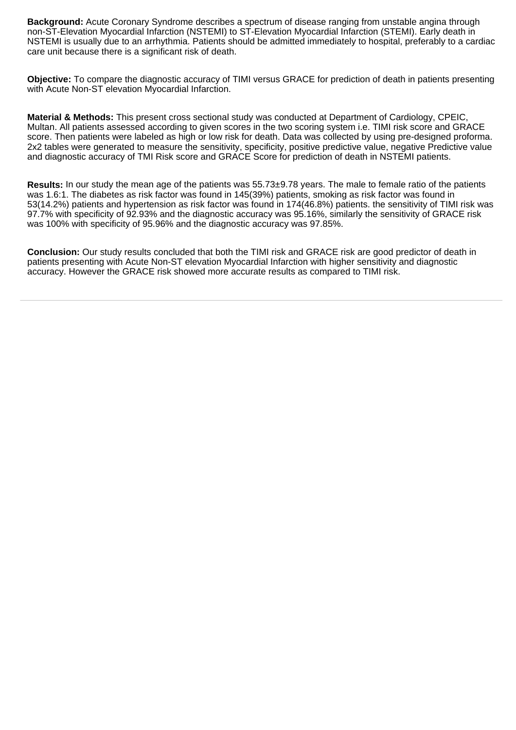**Background:** Acute Coronary Syndrome describes a spectrum of disease ranging from unstable angina through non-ST-Elevation Myocardial Infarction (NSTEMI) to ST-Elevation Myocardial Infarction (STEMI). Early death in NSTEMI is usually due to an arrhythmia. Patients should be admitted immediately to hospital, preferably to a cardiac care unit because there is a significant risk of death.

**Objective:** To compare the diagnostic accuracy of TIMI versus GRACE for prediction of death in patients presenting with Acute Non-ST elevation Myocardial Infarction.

**Material & Methods:** This present cross sectional study was conducted at Department of Cardiology, CPEIC, Multan. All patients assessed according to given scores in the two scoring system i.e. TIMI risk score and GRACE score. Then patients were labeled as high or low risk for death. Data was collected by using pre-designed proforma. 2x2 tables were generated to measure the sensitivity, specificity, positive predictive value, negative Predictive value and diagnostic accuracy of TMI Risk score and GRACE Score for prediction of death in NSTEMI patients.

**Results:** In our study the mean age of the patients was 55.73±9.78 years. The male to female ratio of the patients was 1.6:1. The diabetes as risk factor was found in 145(39%) patients, smoking as risk factor was found in 53(14.2%) patients and hypertension as risk factor was found in 174(46.8%) patients. the sensitivity of TIMI risk was 97.7% with specificity of 92.93% and the diagnostic accuracy was 95.16%, similarly the sensitivity of GRACE risk was 100% with specificity of 95.96% and the diagnostic accuracy was 97.85%.

**Conclusion:** Our study results concluded that both the TIMI risk and GRACE risk are good predictor of death in patients presenting with Acute Non-ST elevation Myocardial Infarction with higher sensitivity and diagnostic accuracy. However the GRACE risk showed more accurate results as compared to TIMI risk.